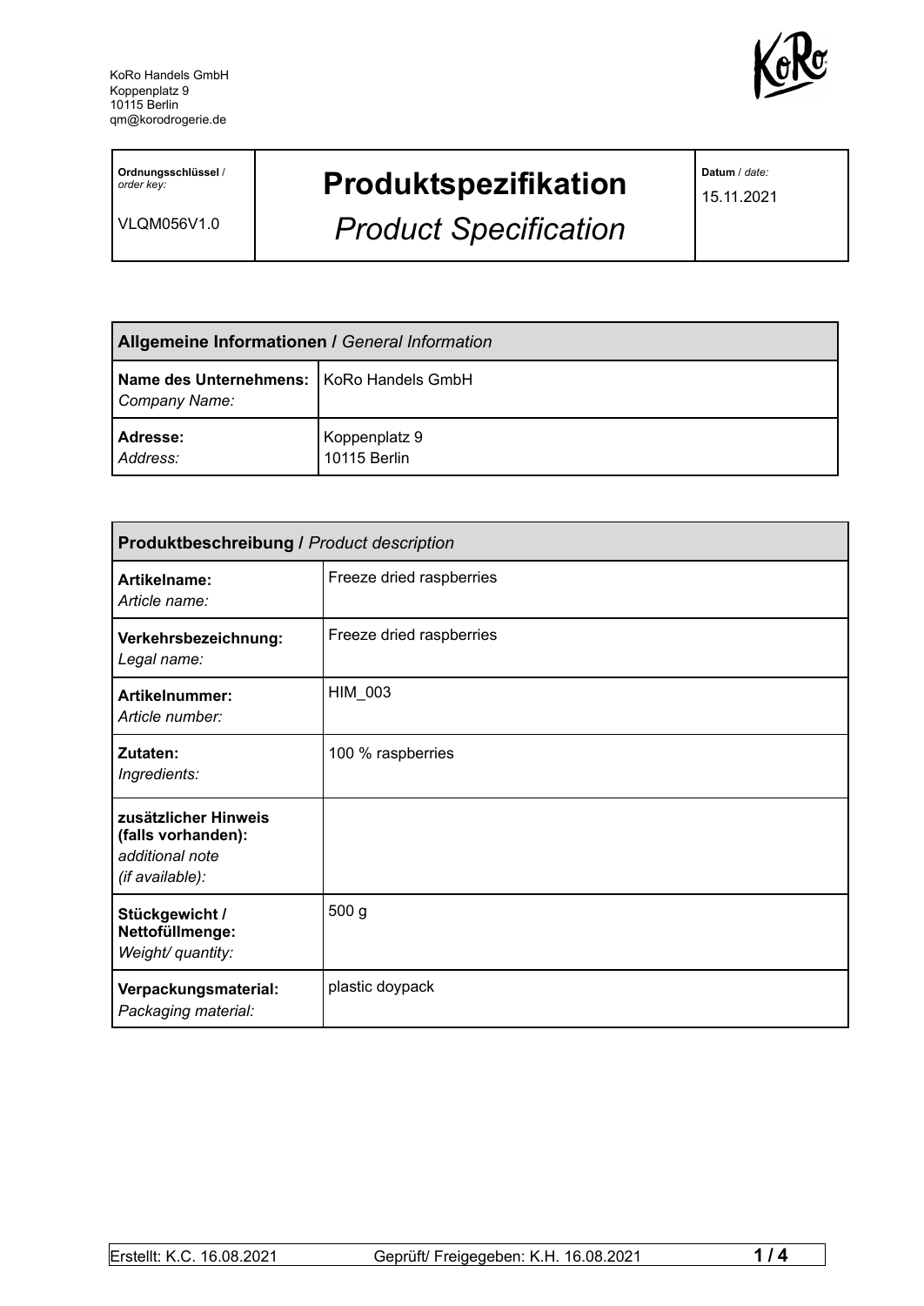KoRo Handels GmbH
Koppenplatz 9
10115 Berlin
qm@korodrogerie.de

| **Ordnungsschlüssel** / *order key:* VLQM056V1.0 | **Produktspezifikation** *Product Specification* | **Datum** / *date:* 15.11.2021 |
|---|---|---|

| **Allgemeine Informationen /** *General Information* | |
|---|---|
| **Name des Unternehmens:** *Company Name:* | KoRo Handels GmbH |
| **Adresse:** *Address:* | Koppenplatz 9 10115 Berlin |

| **Produktbeschreibung /** *Product description* | |
|---|---|
| **Artikelname:** *Article name:* | Freeze dried raspberries |
| **Verkehrsbezeichnung:** *Legal name:* | Freeze dried raspberries |
| **Artikelnummer:** *Article number:* | HIM_003 |
| **Zutaten:** *Ingredients:* | 100 % raspberries |
| **zusätzlicher Hinweis (falls vorhanden):** *additional note (if available):* | |
| **Stückgewicht / Nettofüllmenge:** *Weight/ quantity:* | 500 g |
| **Verpackungsmaterial:** *Packaging material:* | plastic doypack |

Erstellt: K.C. 16.08.2021 | Geprüft/ Freigegeben: K.H. 16.08.2021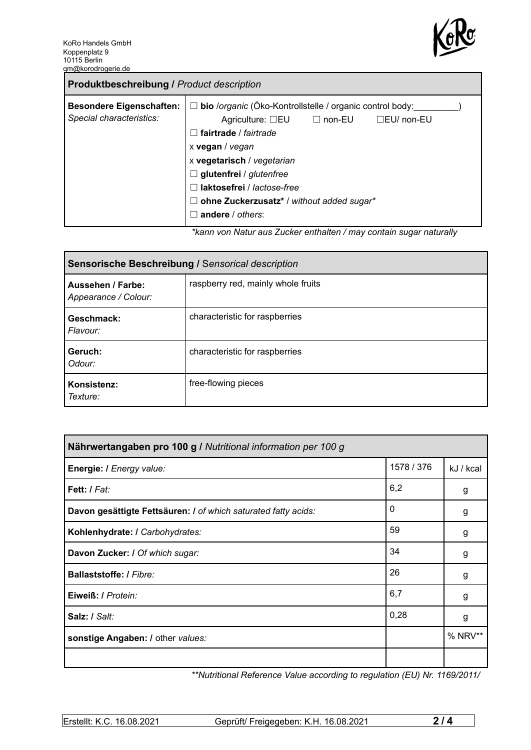KoRo Handels GmbH
Koppenplatz 9
10115 Berlin
qm@korodrogerie.de

| **Produktbeschreibung /** *Product description* | |
|---|---|
| **Besondere Eigenschaften:** *Special characteristics:* | ☐ **bio** /*organic* (Öko-Kontrollstelle / organic control body:_________) Agriculture: ☐EU ☐ non-EU ☐EU/ non-EU<br>☐ **fairtrade** / *fairtrade*<br>x **vegan** / *vegan*<br>x **vegetarisch** / *vegetarian*<br>☐ **glutenfrei** / *glutenfree*<br>☐ **laktosefrei** / *lactose-free*<br>☐ **ohne Zuckerzusatz*** / *without added sugar**<br>☐ **andere** / *others*: |

*\*kann von Natur aus Zucker enthalten / may contain sugar naturally*

| **Sensorische Beschreibung /** *Sensorical description* | |
|---|---|
| **Aussehen / Farbe:** *Appearance / Colour:* | raspberry red, mainly whole fruits |
| **Geschmack:** *Flavour:* | characteristic for raspberries |
| **Geruch:** *Odour:* | characteristic for raspberries |
| **Konsistenz:** *Texture:* | free-flowing pieces |

| **Nährwertangaben pro 100 g /** *Nutritional information per 100 g* | | |
|---|---|---|
| **Energie: /** *Energy value:* | 1578 / 376 | kJ / kcal |
| **Fett: /** *Fat:* | 6,2 | g |
| **Davon gesättigte Fettsäuren: /** *of which saturated fatty acids:* | 0 | g |
| **Kohlenhydrate: /** *Carbohydrates:* | 59 | g |
| **Davon Zucker: /** *Of which sugar:* | 34 | g |
| **Ballaststoffe: /** *Fibre:* | 26 | g |
| **Eiweiß: /** *Protein:* | 6,7 | g |
| **Salz: /** *Salt:* | 0,28 | g |
| **sonstige Angaben: /** other *values:* | | % NRV** |
| | | |

*\*\*Nutritional Reference Value according to regulation (EU) Nr. 1169/2011/*

Erstellt: K.C. 16.08.2021 | Geprüft/ Freigegeben: K.H. 16.08.2021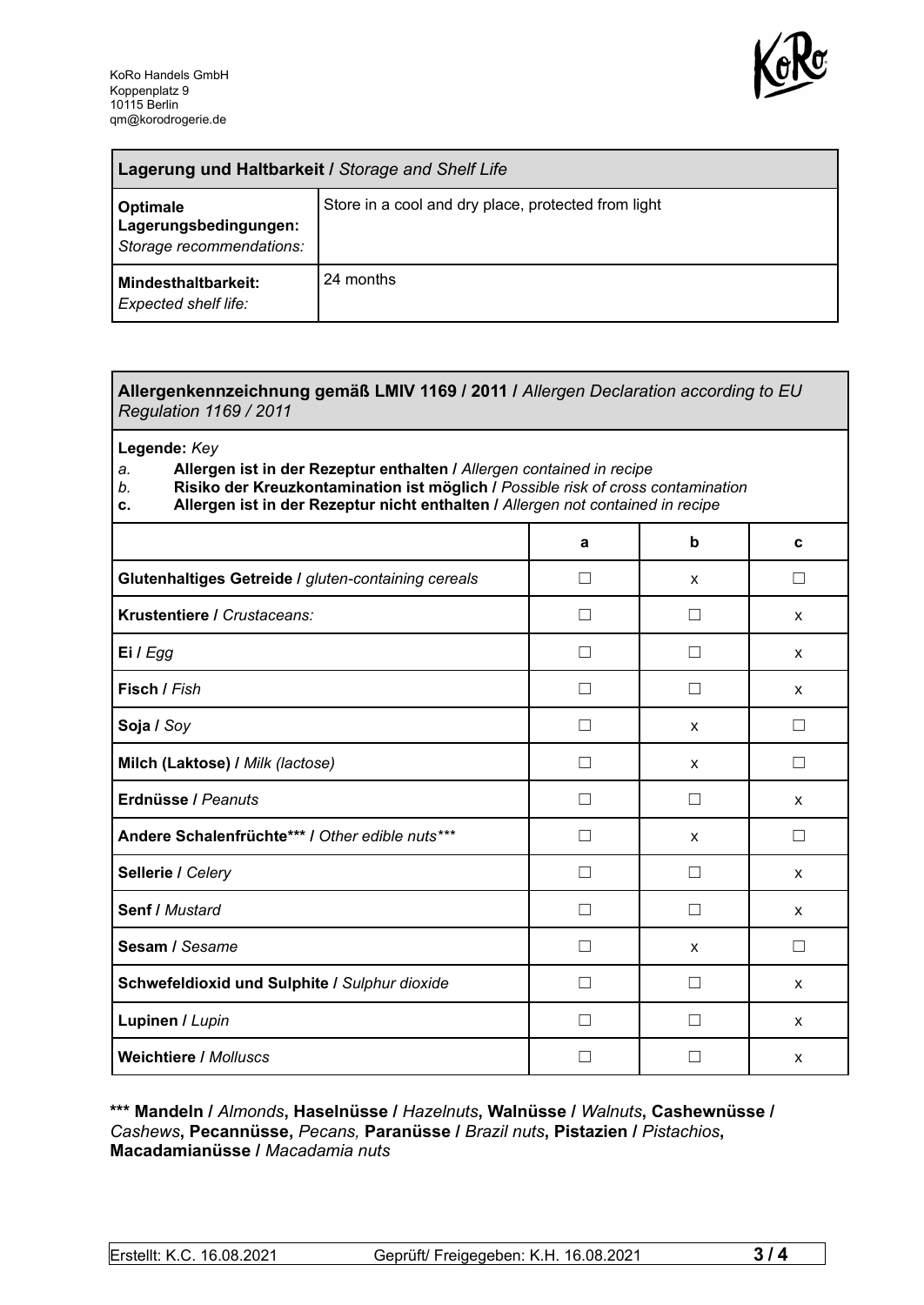KoRo Handels GmbH
Koppenplatz 9
10115 Berlin
qm@korodrogerie.de

| **Lagerung und Haltbarkeit /** *Storage and Shelf Life* | |
|---|---|
| **Optimale Lagerungsbedingungen:** *Storage recommendations:* | Store in a cool and dry place, protected from light |
| **Mindesthaltbarkeit:** *Expected shelf life:* | 24 months |

**Allergenkennzeichnung gemäß LMIV 1169 / 2011 /** *Allergen Declaration according to EU Regulation 1169 / 2011*

**Legende:** *Key*

*a.* **Allergen ist in der Rezeptur enthalten /** *Allergen contained in recipe*
*b.* **Risiko der Kreuzkontamination ist möglich /** *Possible risk of cross contamination*
**c. Allergen ist in der Rezeptur nicht enthalten /** *Allergen not contained in recipe*

| | a | b | c |
|---|---|---|---|
| **Glutenhaltiges Getreide /** *gluten-containing cereals* | ☐ | x | ☐ |
| **Krustentiere /** *Crustaceans:* | ☐ | ☐ | x |
| **Ei /** *Egg* | ☐ | ☐ | x |
| **Fisch /** *Fish* | ☐ | ☐ | x |
| **Soja /** *Soy* | ☐ | x | ☐ |
| **Milch (Laktose) /** *Milk (lactose)* | ☐ | x | ☐ |
| **Erdnüsse /** *Peanuts* | ☐ | ☐ | x |
| **Andere Schalenfrüchte*** /** *Other edible nuts**** | ☐ | x | ☐ |
| **Sellerie /** *Celery* | ☐ | ☐ | x |
| **Senf /** *Mustard* | ☐ | ☐ | x |
| **Sesam /** *Sesame* | ☐ | x | ☐ |
| **Schwefeldioxid und Sulphite /** *Sulphur dioxide* | ☐ | ☐ | x |
| **Lupinen /** *Lupin* | ☐ | ☐ | x |
| **Weichtiere /** *Molluscs* | ☐ | ☐ | x |

**\*** Mandeln /** *Almonds*, **Haselnüsse /** *Hazelnuts*, **Walnüsse /** *Walnuts*, **Cashewnüsse /** *Cashews*, **Pecannüsse,** *Pecans,* **Paranüsse /** *Brazil nuts*, **Pistazien /** *Pistachios*, **Macadamianüsse /** *Macadamia nuts*

Erstellt: K.C. 16.08.2021 | Geprüft/ Freigegeben: K.H. 16.08.2021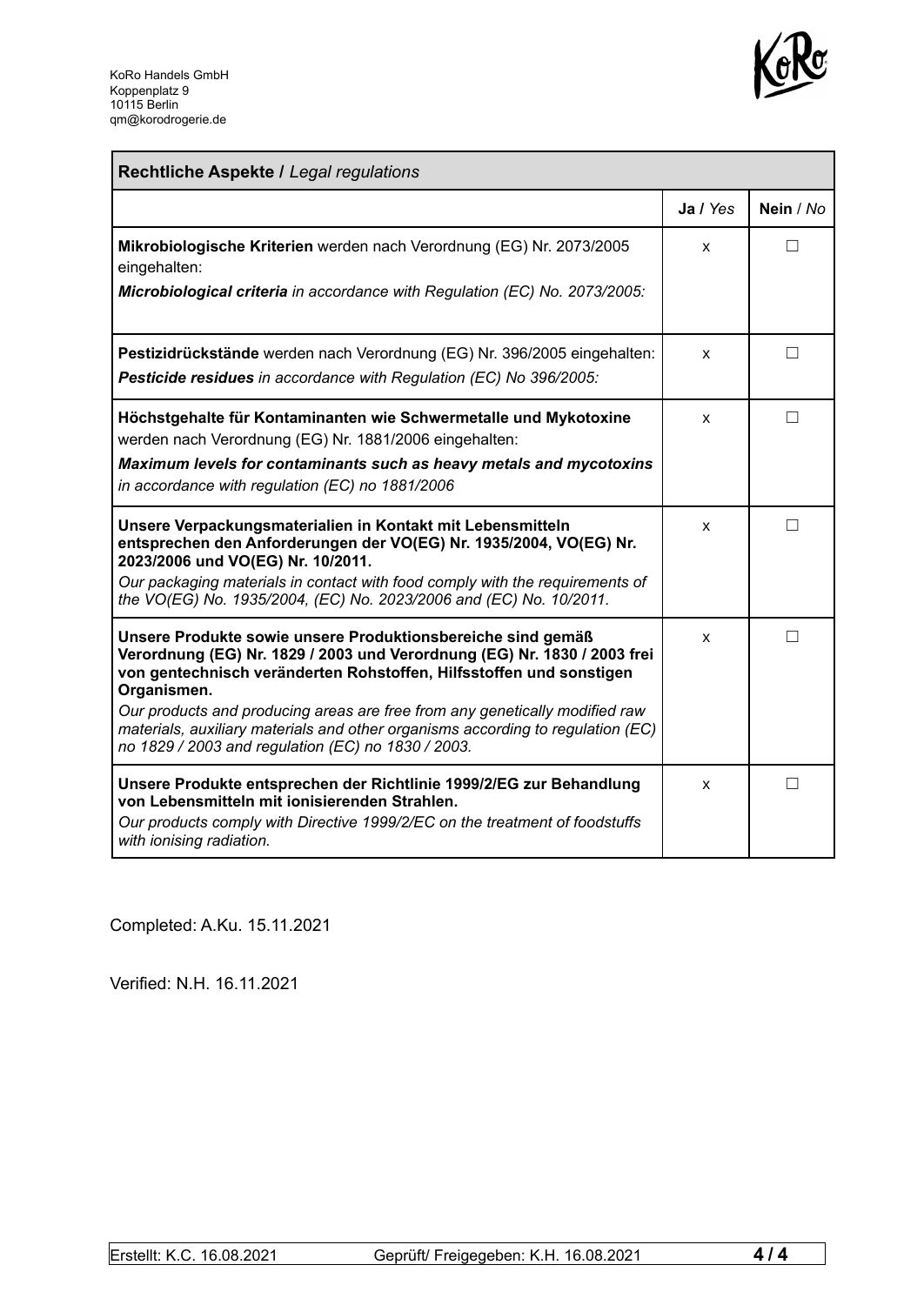KoRo Handels GmbH
Koppenplatz 9
10115 Berlin
qm@korodrogerie.de

| **Rechtliche Aspekte /** *Legal regulations* | | |
|---|---|---|
| | **Ja /** *Yes* | **Nein** / *No* |
| **Mikrobiologische Kriterien** werden nach Verordnung (EG) Nr. 2073/2005 eingehalten: ***Microbiological criteria*** *in accordance with Regulation (EC) No. 2073/2005:* | x | ☐ |
| **Pestizidrückstände** werden nach Verordnung (EG) Nr. 396/2005 eingehalten: ***Pesticide residues*** *in accordance with Regulation (EC) No 396/2005:* | x | ☐ |
| **Höchstgehalte für Kontaminanten wie Schwermetalle und Mykotoxine** werden nach Verordnung (EG) Nr. 1881/2006 eingehalten: ***Maximum levels for contaminants such as heavy metals and mycotoxins*** *in accordance with regulation (EC) no 1881/2006* | x | ☐ |
| **Unsere Verpackungsmaterialien in Kontakt mit Lebensmitteln entsprechen den Anforderungen der VO(EG) Nr. 1935/2004, VO(EG) Nr. 2023/2006 und VO(EG) Nr. 10/2011.** *Our packaging materials in contact with food comply with the requirements of the VO(EG) No. 1935/2004, (EC) No. 2023/2006 and (EC) No. 10/2011.* | x | ☐ |
| **Unsere Produkte sowie unsere Produktionsbereiche sind gemäß Verordnung (EG) Nr. 1829 / 2003 und Verordnung (EG) Nr. 1830 / 2003 frei von gentechnisch veränderten Rohstoffen, Hilfsstoffen und sonstigen Organismen.** *Our products and producing areas are free from any genetically modified raw materials, auxiliary materials and other organisms according to regulation (EC) no 1829 / 2003 and regulation (EC) no 1830 / 2003.* | x | ☐ |
| **Unsere Produkte entsprechen der Richtlinie 1999/2/EG zur Behandlung von Lebensmitteln mit ionisierenden Strahlen.** *Our products comply with Directive 1999/2/EC on the treatment of foodstuffs with ionising radiation.* | x | ☐ |

Completed: A.Ku. 15.11.2021

Verified: N.H. 16.11.2021

Erstellt: K.C. 16.08.2021 Geprüft/ Freigegeben: K.H. 16.08.2021